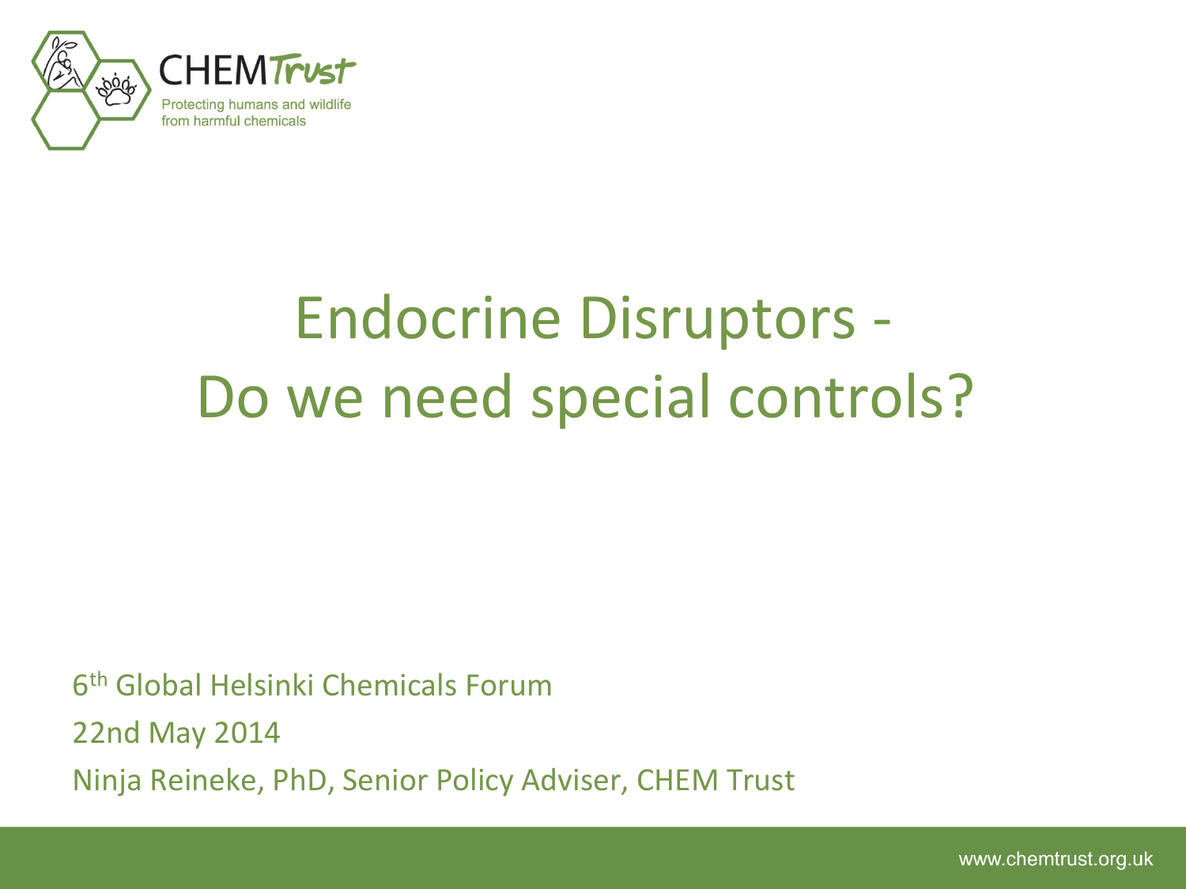CHEM Trust

Protecting humans and wildlife from harmful chemicals

# Endocrine Disruptors - Do we need special controls?

6th Global Helsinki Chemicals Forum

22nd May 2014

Ninja Reineke, PhD, Senior Policy Adviser, CHEM Trust

www.chemtrust.org.uk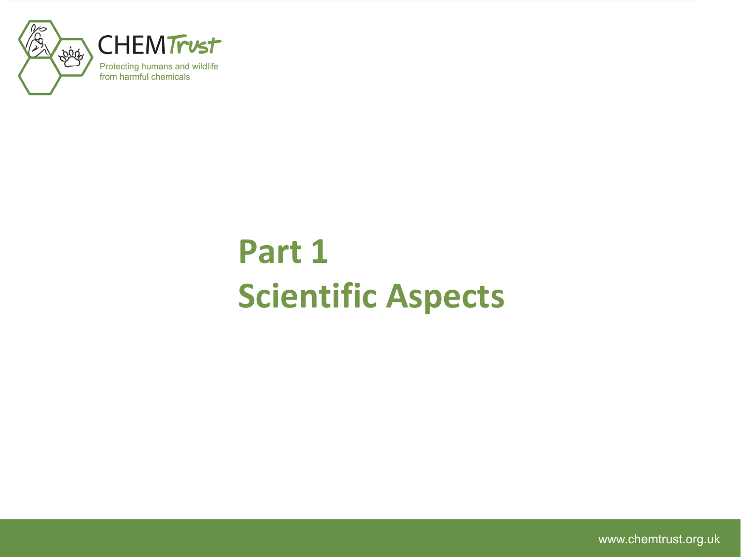# Part 1
# Scientific Aspects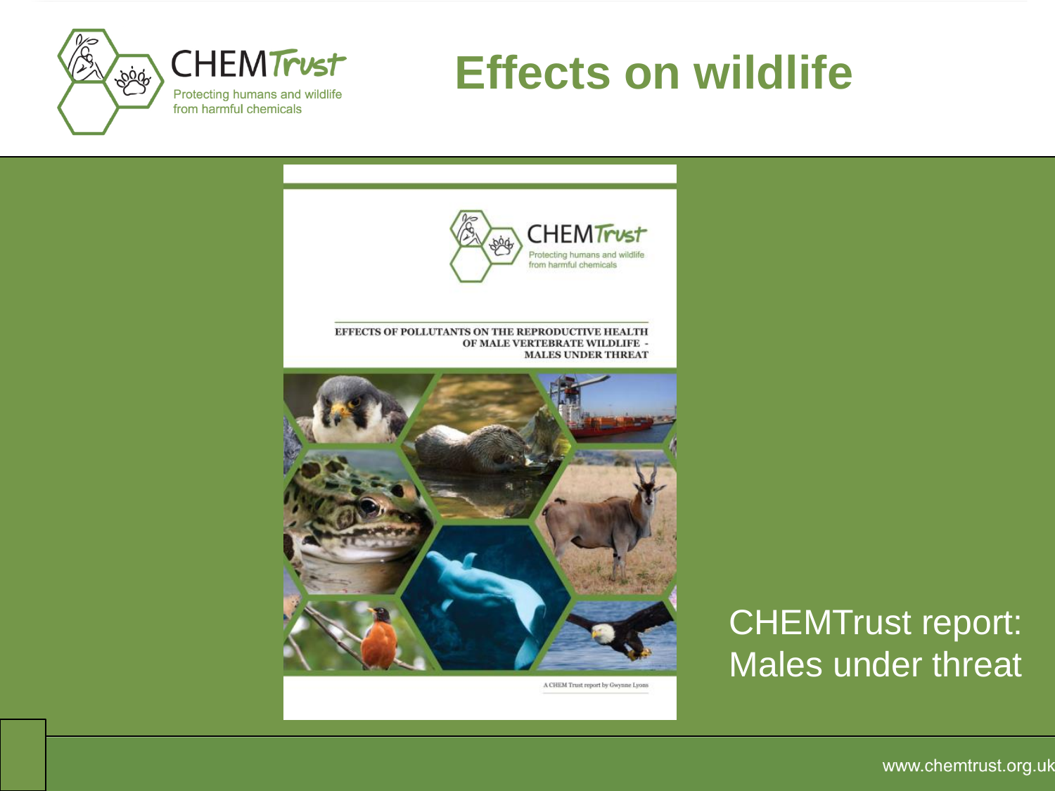# Effects on wildlife

EFFECTS OF POLLUTANTS ON THE REPRODUCTIVE HEALTH OF MALE VERTEBRATE WILDLIFE - MALES UNDER THREAT

A CHEM Trust report by Gwynne Lyons

CHEMTrust report: Males under threat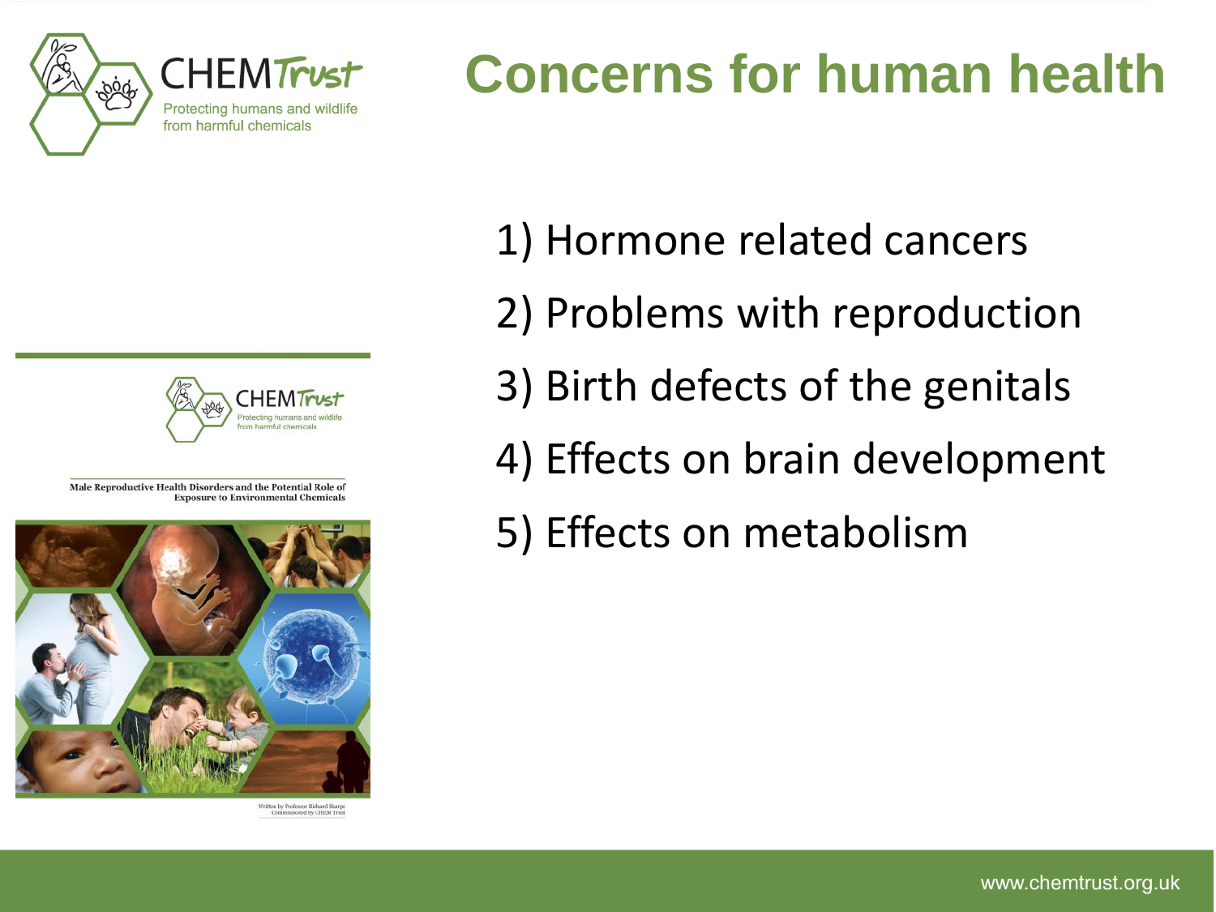# Concerns for human health

1) Hormone related cancers
2) Problems with reproduction
3) Birth defects of the genitals
4) Effects on brain development
5) Effects on metabolism

Male Reproductive Health Disorders and the Potential Role of Exposure to Environmental Chemicals

Written by Professor Richard Sharpe
Commissioned by CHEM Trust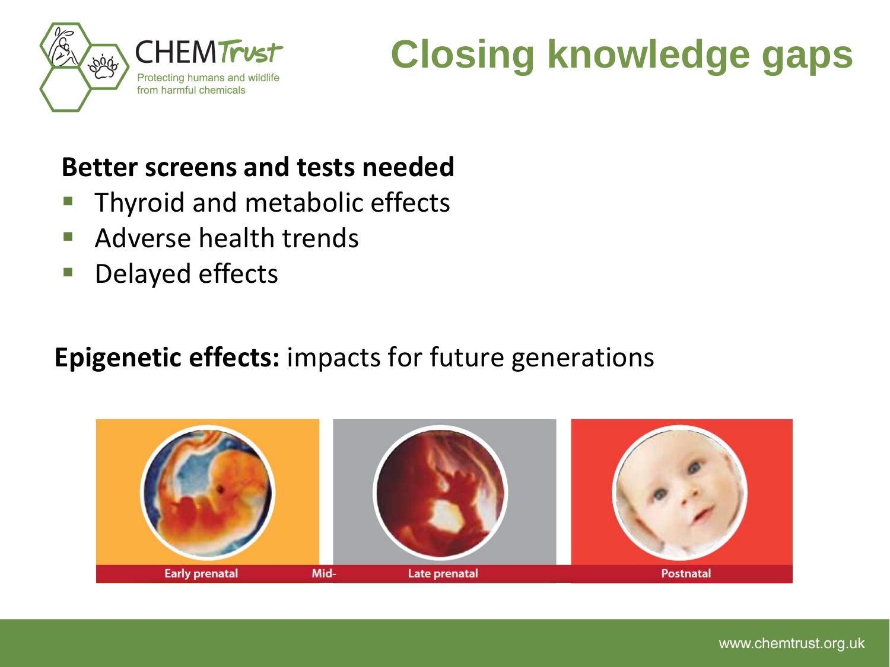# Closing knowledge gaps

**Better screens and tests needed**

- Thyroid and metabolic effects
- Adverse health trends
- Delayed effects

**Epigenetic effects:** impacts for future generations

Early prenatal | Mid- | Late prenatal | Postnatal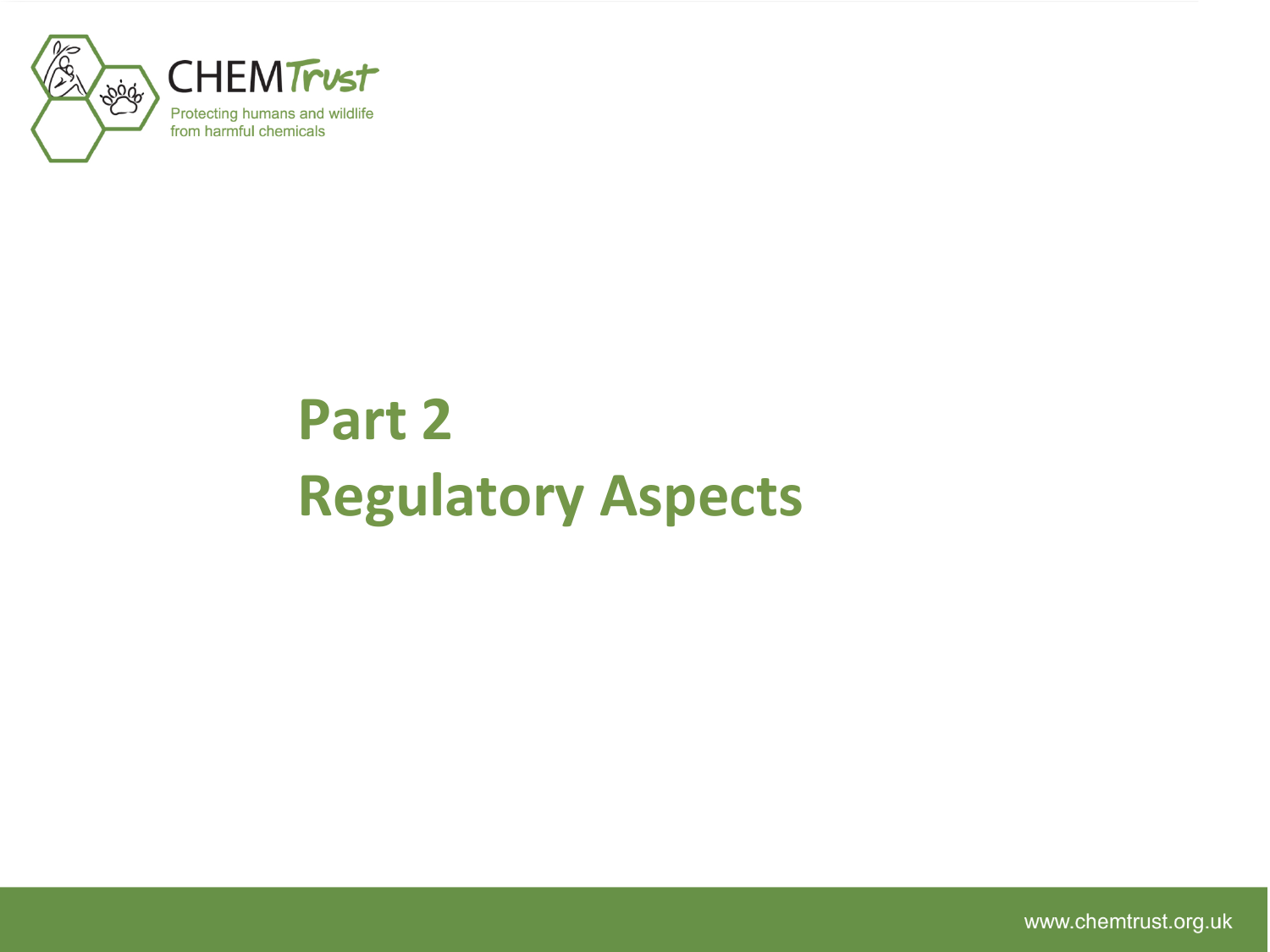# Part 2
# Regulatory Aspects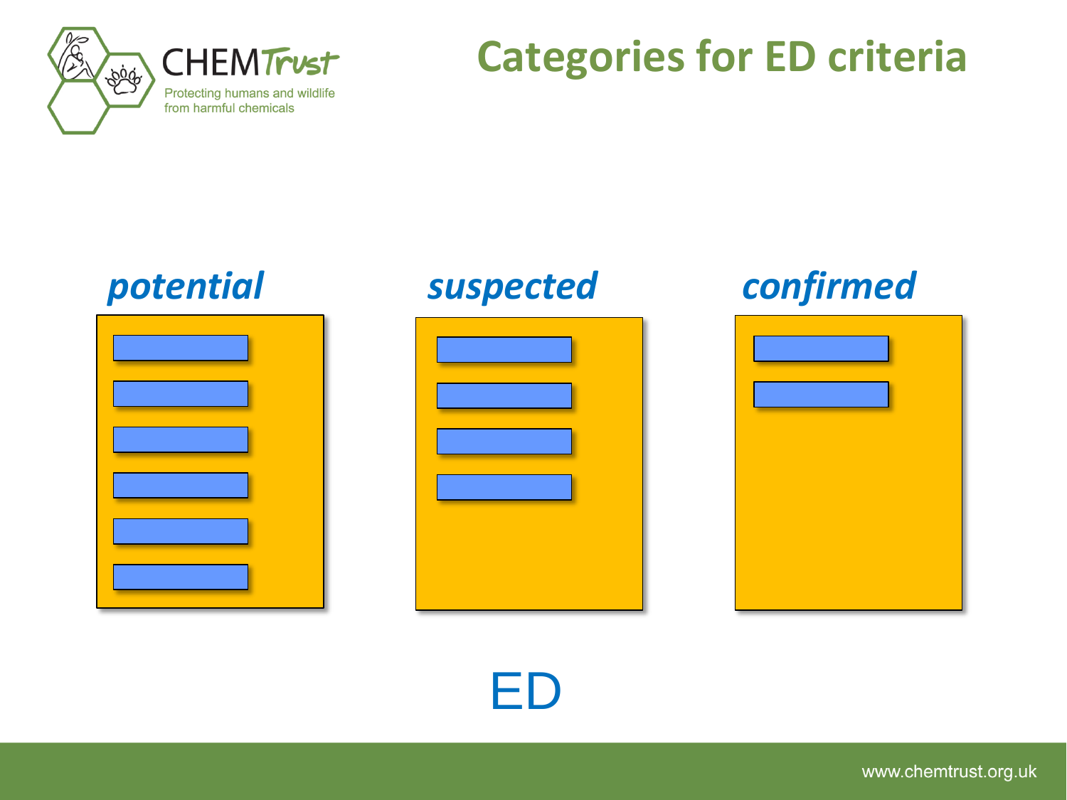# Categories for ED criteria

***potential***

***suspected***

***confirmed***

ED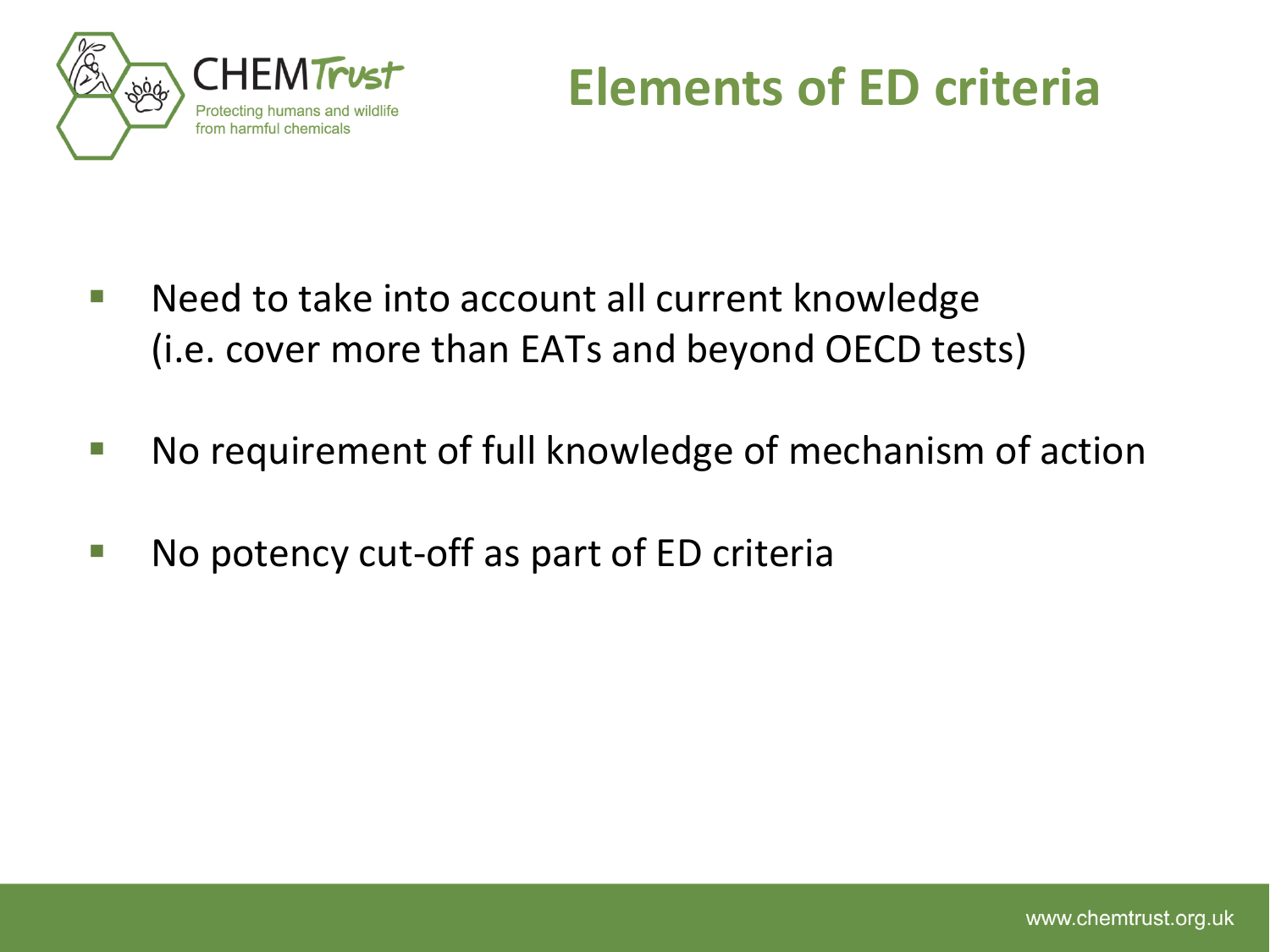# Elements of ED criteria

- Need to take into account all current knowledge (i.e. cover more than EATs and beyond OECD tests)
- No requirement of full knowledge of mechanism of action
- No potency cut-off as part of ED criteria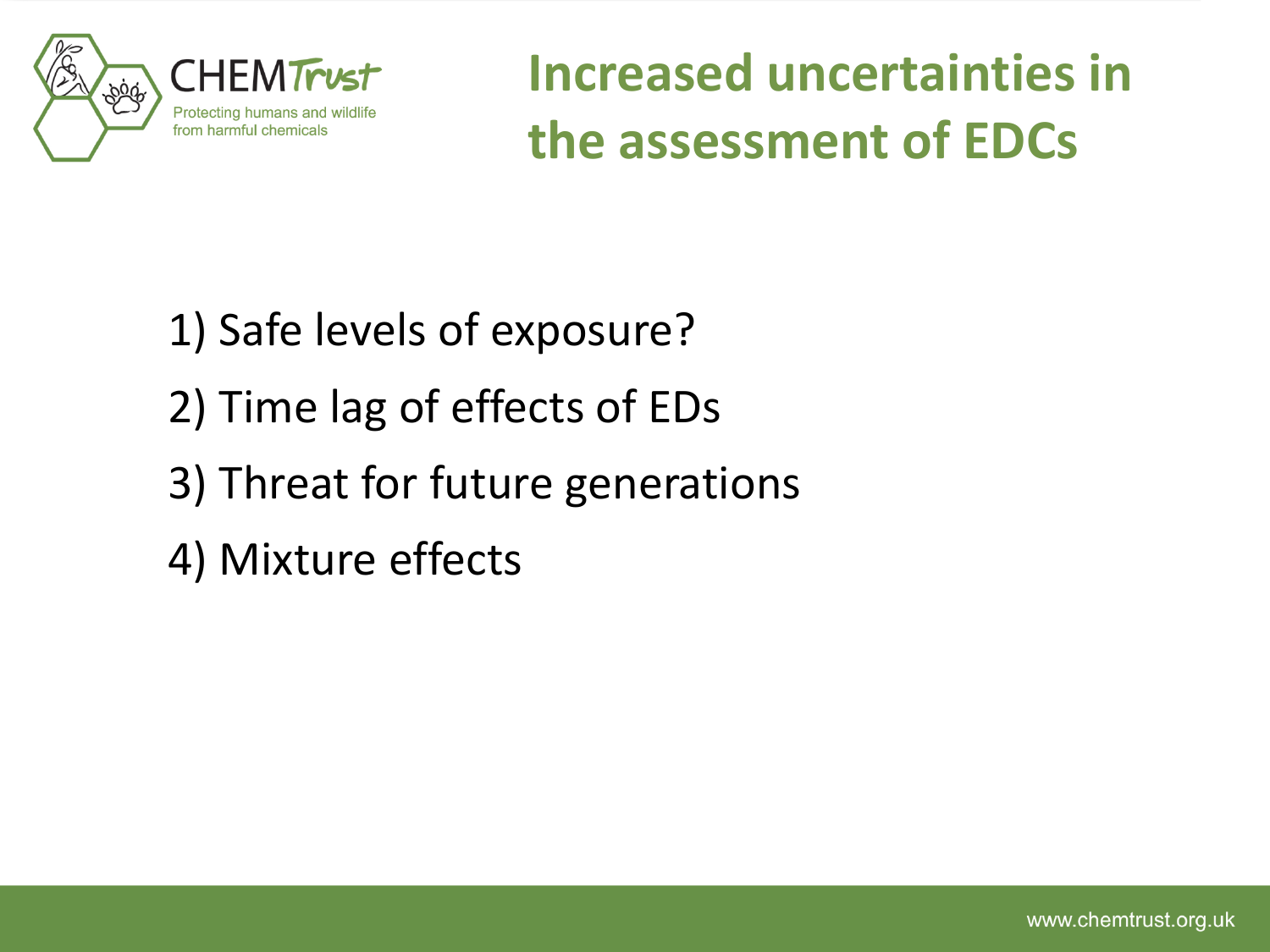# Increased uncertainties in the assessment of EDCs

1) Safe levels of exposure?
2) Time lag of effects of EDs
3) Threat for future generations
4) Mixture effects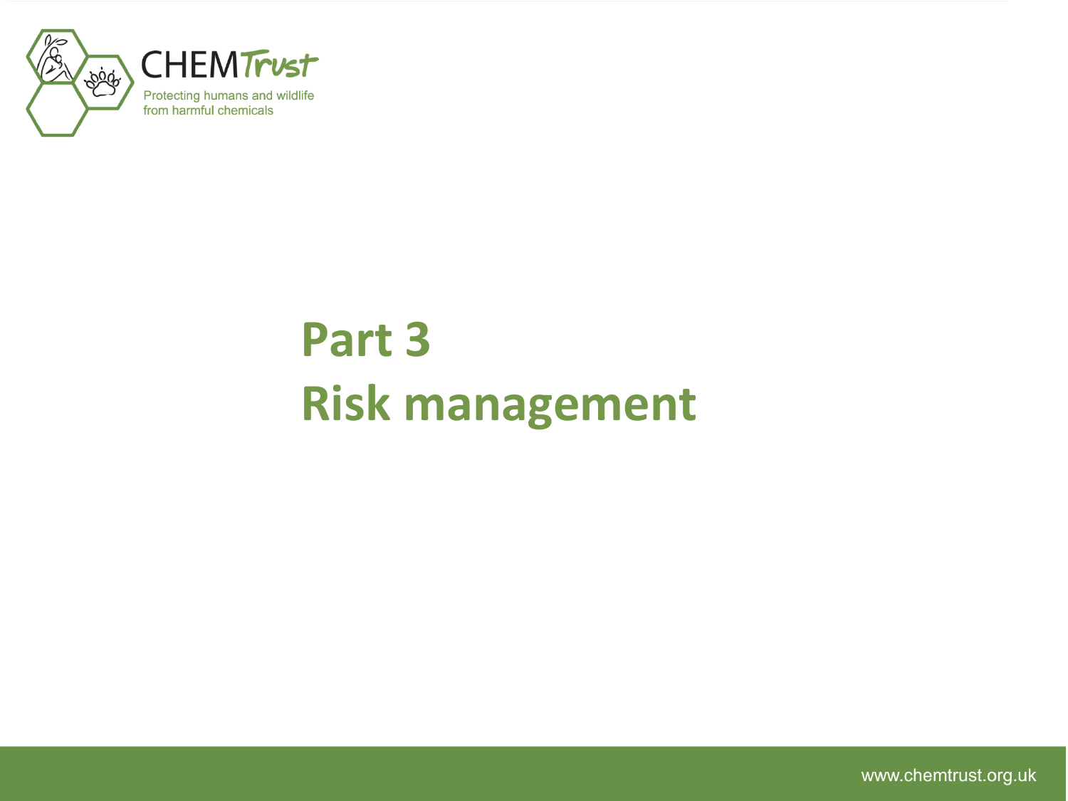# Part 3
# Risk management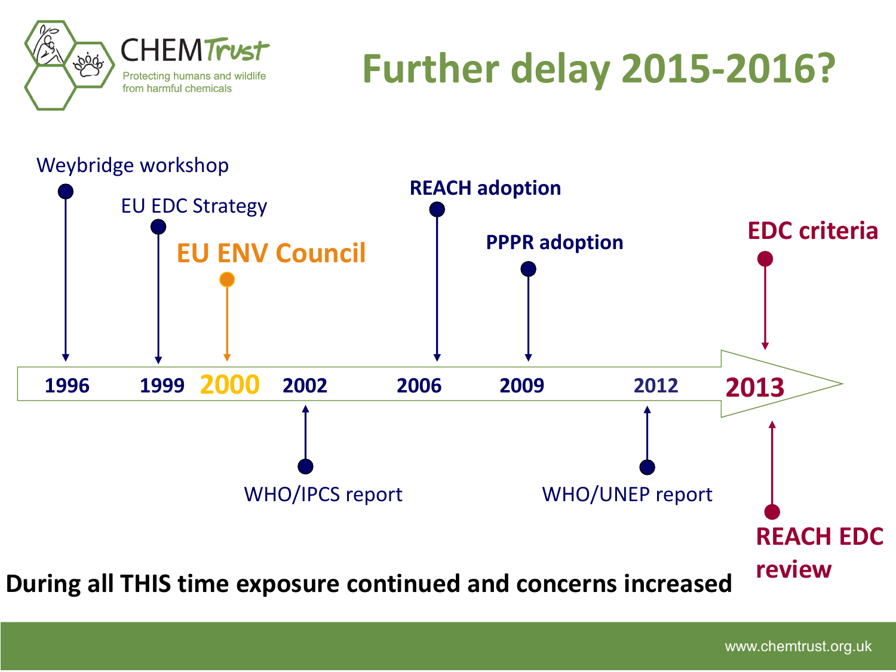# Further delay 2015-2016?

- **1996** – Weybridge workshop
- **1999** – EU EDC Strategy
- **2000** – **EU ENV Council**
- **2002** – WHO/IPCS report
- **2006** – **REACH adoption**
- **2009** – **PPPR adoption**
- **2012** – WHO/UNEP report
- **2013** – **EDC criteria**; **REACH EDC review**

**During all THIS time exposure continued and concerns increased**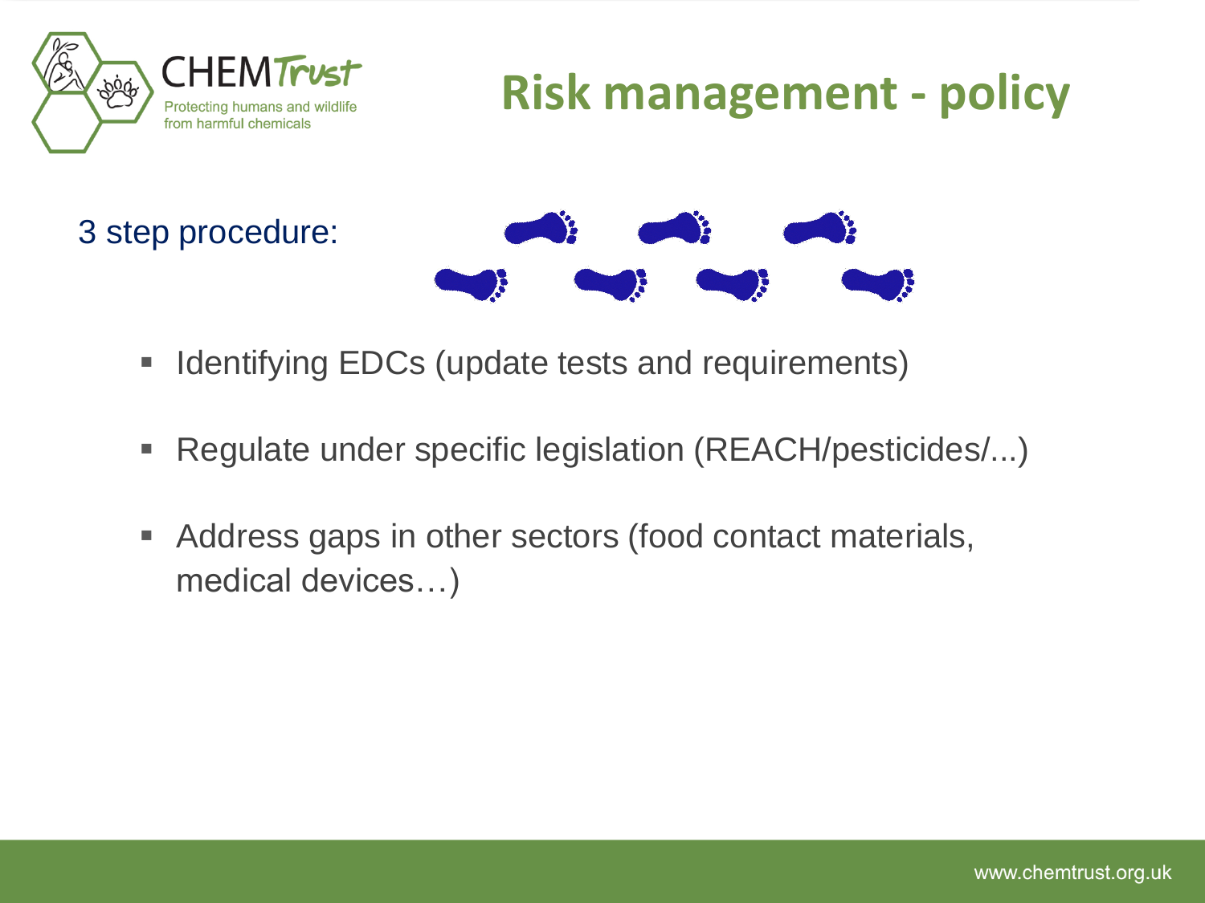# Risk management - policy

3 step procedure:

- Identifying EDCs (update tests and requirements)
- Regulate under specific legislation (REACH/pesticides/...)
- Address gaps in other sectors (food contact materials, medical devices…)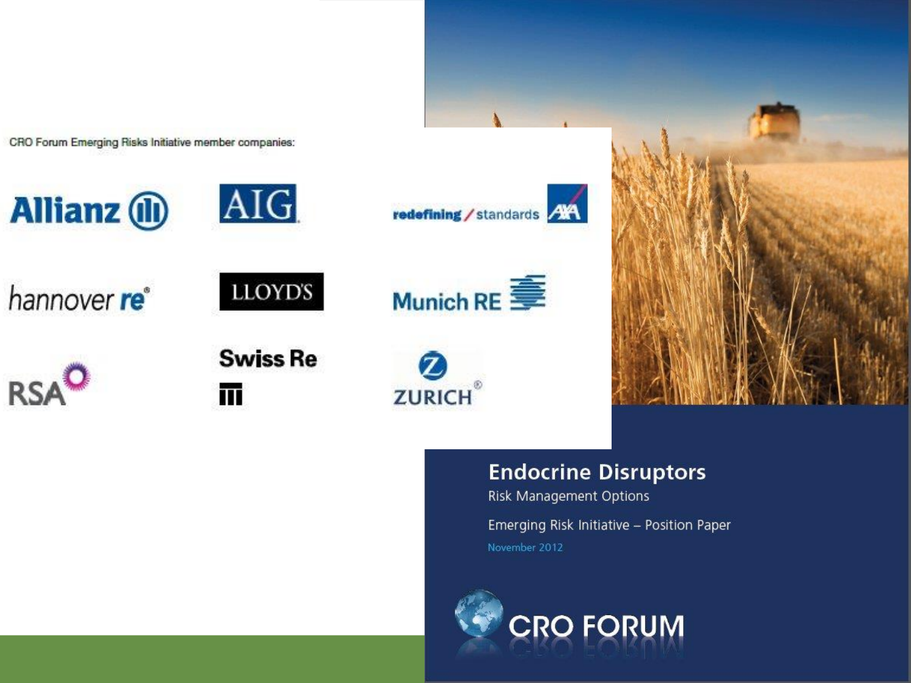CRO Forum Emerging Risks Initiative member companies:

Allianz

AIG

redefining / standards AXA

hannover re

LLOYD'S

Munich RE

RSA

Swiss Re

ZURICH

# Endocrine Disruptors

Risk Management Options

Emerging Risk Initiative – Position Paper

November 2012

CRO FORUM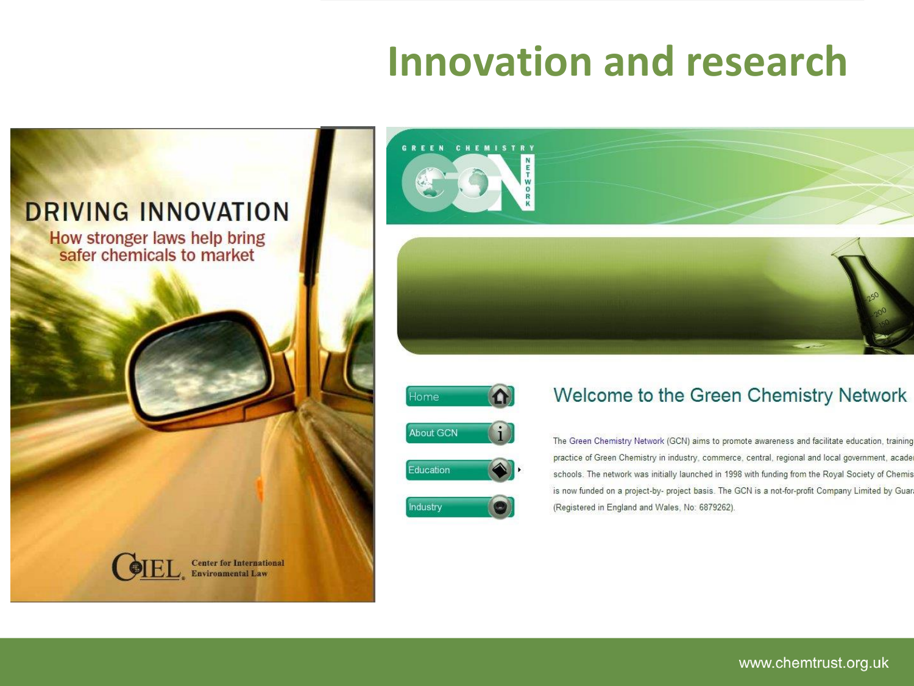# Innovation and research

DRIVING INNOVATION

How stronger laws help bring safer chemicals to market

CIEL Center for International Environmental Law

GREEN CHEMISTRY GCN NETWORK

Home

About GCN

Education

Industry

Welcome to the Green Chemistry Network

The Green Chemistry Network (GCN) aims to promote awareness and facilitate education, training practice of Green Chemistry in industry, commerce, central, regional and local government, acade schools. The network was initially launched in 1998 with funding from the Royal Society of Chemis is now funded on a project-by- project basis. The GCN is a not-for-profit Company Limited by Guar (Registered in England and Wales, No: 6879262).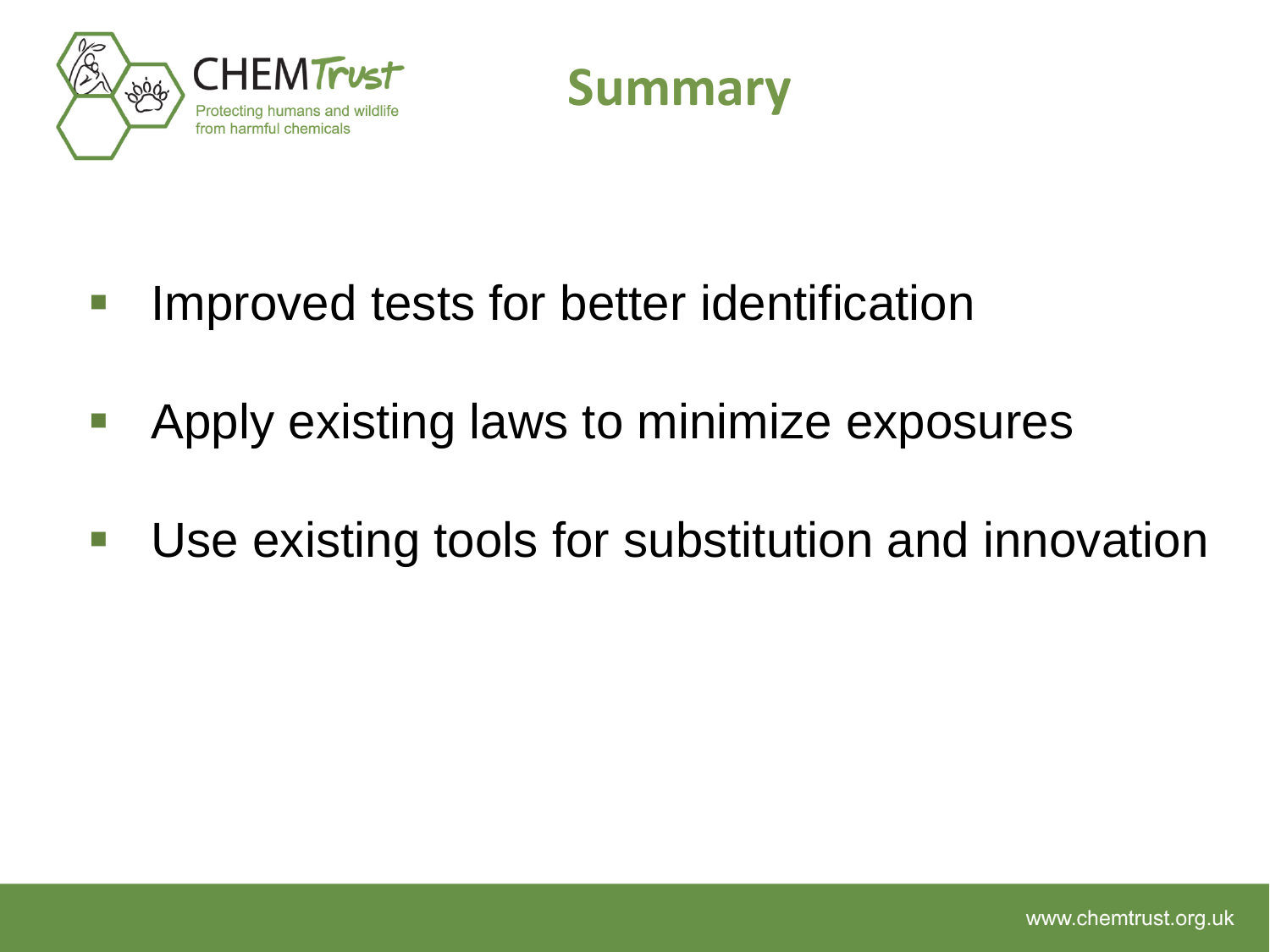# Summary

- Improved tests for better identification
- Apply existing laws to minimize exposures
- Use existing tools for substitution and innovation